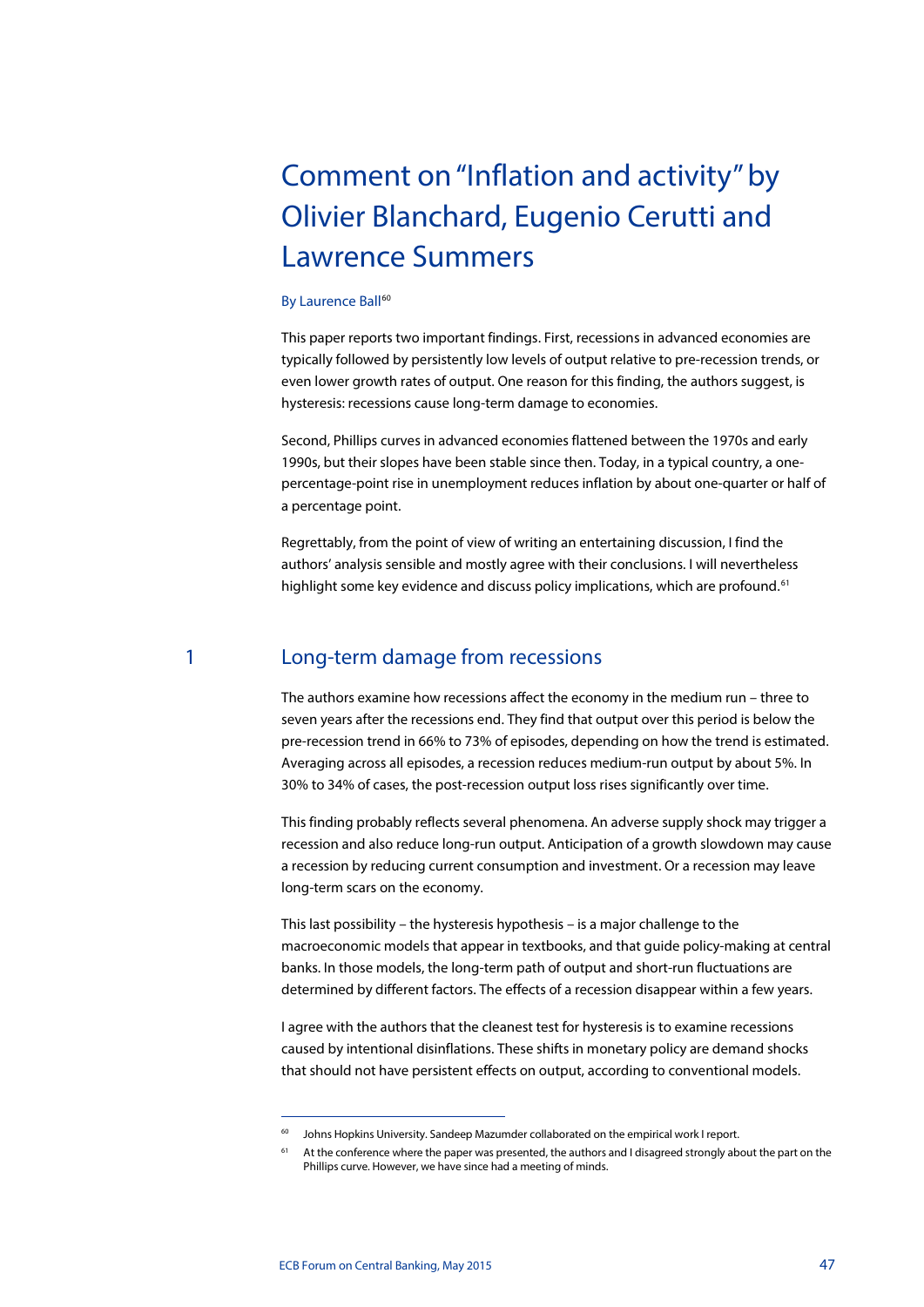# Comment on "Inflation and activity" by Olivier Blanchard, Eugenio Cerutti and Lawrence Summers

By Laurence Ball[60]

This paper reports two important findings. First, recessions in advanced economies are typically followed by persistently low levels of output relative to pre-recession trends, or even lower growth rates of output. One reason for this finding, the authors suggest, is hysteresis: recessions cause long-term damage to economies.

Second, Phillips curves in advanced economies flattened between the 1970s and early 1990s, but their slopes have been stable since then. Today, in a typical country, a one-percentage-point rise in unemployment reduces inflation by about one-quarter or half of a percentage point.

Regrettably, from the point of view of writing an entertaining discussion, I find the authors' analysis sensible and mostly agree with their conclusions. I will nevertheless highlight some key evidence and discuss policy implications, which are profound.[61]

## 1 Long-term damage from recessions

The authors examine how recessions affect the economy in the medium run – three to seven years after the recessions end. They find that output over this period is below the pre-recession trend in 66% to 73% of episodes, depending on how the trend is estimated. Averaging across all episodes, a recession reduces medium-run output by about 5%. In 30% to 34% of cases, the post-recession output loss rises significantly over time.

This finding probably reflects several phenomena. An adverse supply shock may trigger a recession and also reduce long-run output. Anticipation of a growth slowdown may cause a recession by reducing current consumption and investment. Or a recession may leave long-term scars on the economy.

This last possibility – the hysteresis hypothesis – is a major challenge to the macroeconomic models that appear in textbooks, and that guide policy-making at central banks. In those models, the long-term path of output and short-run fluctuations are determined by different factors. The effects of a recession disappear within a few years.

I agree with the authors that the cleanest test for hysteresis is to examine recessions caused by intentional disinflations. These shifts in monetary policy are demand shocks that should not have persistent effects on output, according to conventional models.

---

[60] Johns Hopkins University. Sandeep Mazumder collaborated on the empirical work I report.

[61] At the conference where the paper was presented, the authors and I disagreed strongly about the part on the Phillips curve. However, we have since had a meeting of minds.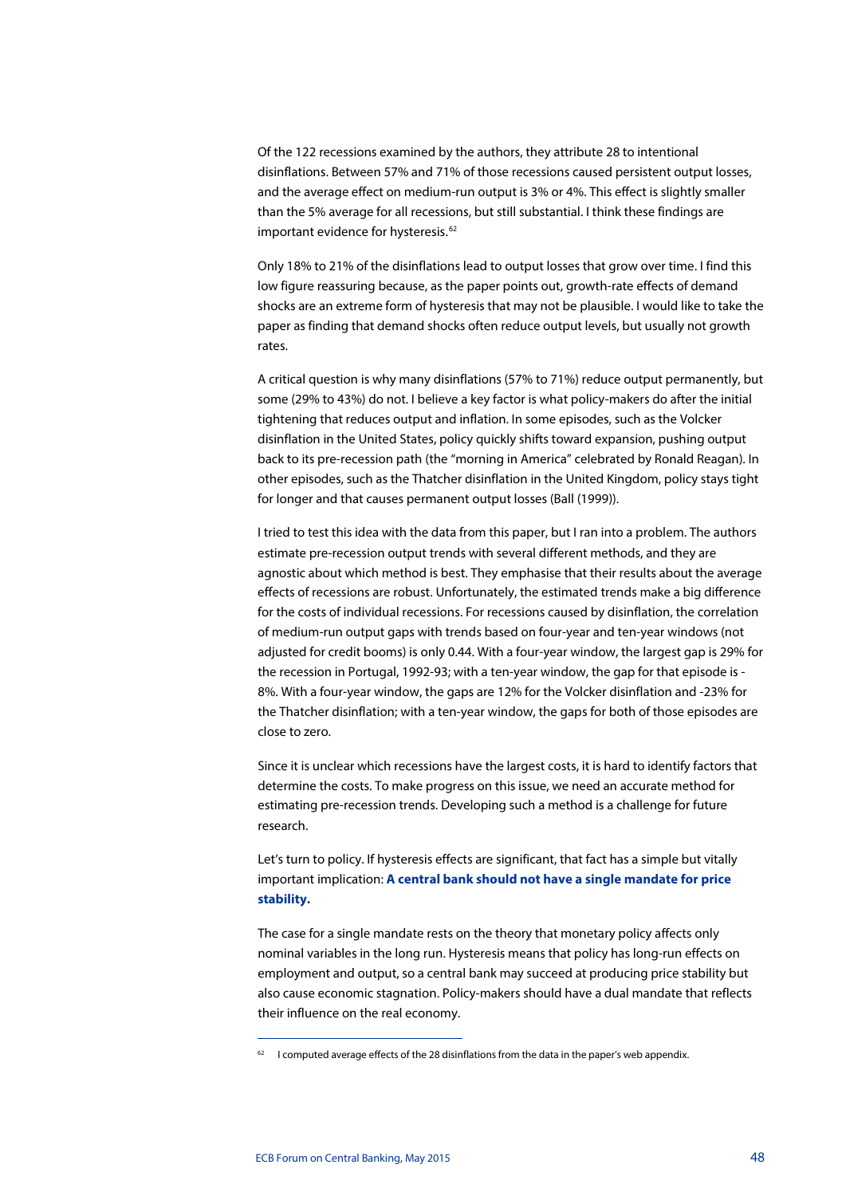Of the 122 recessions examined by the authors, they attribute 28 to intentional disinflations. Between 57% and 71% of those recessions caused persistent output losses, and the average effect on medium-run output is 3% or 4%. This effect is slightly smaller than the 5% average for all recessions, but still substantial. I think these findings are important evidence for hysteresis.[62]

Only 18% to 21% of the disinflations lead to output losses that grow over time. I find this low figure reassuring because, as the paper points out, growth-rate effects of demand shocks are an extreme form of hysteresis that may not be plausible. I would like to take the paper as finding that demand shocks often reduce output levels, but usually not growth rates.

A critical question is why many disinflations (57% to 71%) reduce output permanently, but some (29% to 43%) do not. I believe a key factor is what policy-makers do after the initial tightening that reduces output and inflation. In some episodes, such as the Volcker disinflation in the United States, policy quickly shifts toward expansion, pushing output back to its pre-recession path (the "morning in America" celebrated by Ronald Reagan). In other episodes, such as the Thatcher disinflation in the United Kingdom, policy stays tight for longer and that causes permanent output losses (Ball (1999)).

I tried to test this idea with the data from this paper, but I ran into a problem. The authors estimate pre-recession output trends with several different methods, and they are agnostic about which method is best. They emphasise that their results about the average effects of recessions are robust. Unfortunately, the estimated trends make a big difference for the costs of individual recessions. For recessions caused by disinflation, the correlation of medium-run output gaps with trends based on four-year and ten-year windows (not adjusted for credit booms) is only 0.44. With a four-year window, the largest gap is 29% for the recession in Portugal, 1992-93; with a ten-year window, the gap for that episode is -8%. With a four-year window, the gaps are 12% for the Volcker disinflation and -23% for the Thatcher disinflation; with a ten-year window, the gaps for both of those episodes are close to zero.

Since it is unclear which recessions have the largest costs, it is hard to identify factors that determine the costs. To make progress on this issue, we need an accurate method for estimating pre-recession trends. Developing such a method is a challenge for future research.

Let's turn to policy. If hysteresis effects are significant, that fact has a simple but vitally important implication: **A central bank should not have a single mandate for price stability.**

The case for a single mandate rests on the theory that monetary policy affects only nominal variables in the long run. Hysteresis means that policy has long-run effects on employment and output, so a central bank may succeed at producing price stability but also cause economic stagnation. Policy-makers should have a dual mandate that reflects their influence on the real economy.

[62] I computed average effects of the 28 disinflations from the data in the paper's web appendix.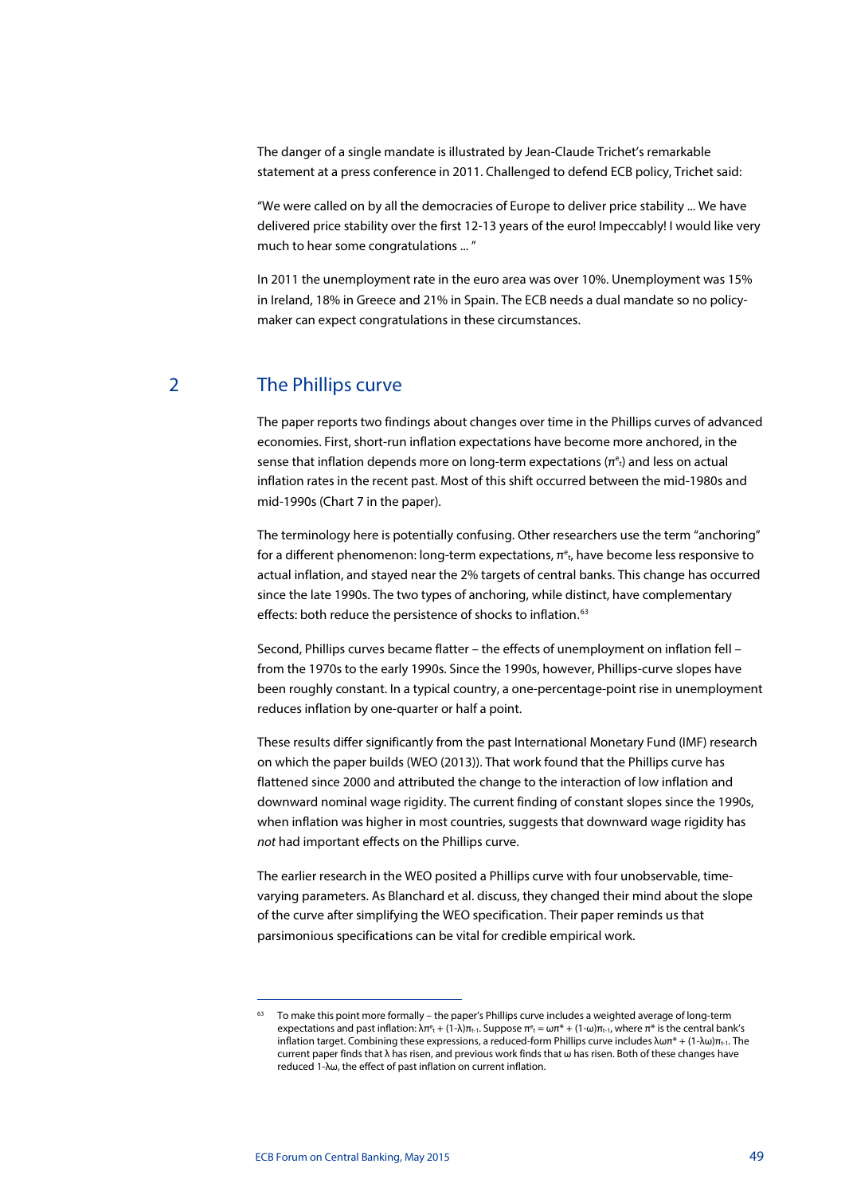The danger of a single mandate is illustrated by Jean-Claude Trichet's remarkable statement at a press conference in 2011. Challenged to defend ECB policy, Trichet said:

"We were called on by all the democracies of Europe to deliver price stability ... We have delivered price stability over the first 12-13 years of the euro! Impeccably! I would like very much to hear some congratulations ... "

In 2011 the unemployment rate in the euro area was over 10%. Unemployment was 15% in Ireland, 18% in Greece and 21% in Spain. The ECB needs a dual mandate so no policy-maker can expect congratulations in these circumstances.

## 2 The Phillips curve

The paper reports two findings about changes over time in the Phillips curves of advanced economies. First, short-run inflation expectations have become more anchored, in the sense that inflation depends more on long-term expectations ($\pi^e_t$) and less on actual inflation rates in the recent past. Most of this shift occurred between the mid-1980s and mid-1990s (Chart 7 in the paper).

The terminology here is potentially confusing. Other researchers use the term "anchoring" for a different phenomenon: long-term expectations, $\pi^e_t$, have become less responsive to actual inflation, and stayed near the 2% targets of central banks. This change has occurred since the late 1990s. The two types of anchoring, while distinct, have complementary effects: both reduce the persistence of shocks to inflation.[63]

Second, Phillips curves became flatter – the effects of unemployment on inflation fell – from the 1970s to the early 1990s. Since the 1990s, however, Phillips-curve slopes have been roughly constant. In a typical country, a one-percentage-point rise in unemployment reduces inflation by one-quarter or half a point.

These results differ significantly from the past International Monetary Fund (IMF) research on which the paper builds (WEO (2013)). That work found that the Phillips curve has flattened since 2000 and attributed the change to the interaction of low inflation and downward nominal wage rigidity. The current finding of constant slopes since the 1990s, when inflation was higher in most countries, suggests that downward wage rigidity has *not* had important effects on the Phillips curve.

The earlier research in the WEO posited a Phillips curve with four unobservable, time-varying parameters. As Blanchard et al. discuss, they changed their mind about the slope of the curve after simplifying the WEO specification. Their paper reminds us that parsimonious specifications can be vital for credible empirical work.

---

[63] To make this point more formally – the paper's Phillips curve includes a weighted average of long-term expectations and past inflation: $\lambda\pi^e_t + (1-\lambda)\pi_{t-1}$. Suppose $\pi^e_t = \omega\pi^* + (1-\omega)\pi_{t-1}$, where $\pi^*$ is the central bank's inflation target. Combining these expressions, a reduced-form Phillips curve includes $\lambda\omega\pi^* + (1-\lambda\omega)\pi_{t-1}$. The current paper finds that $\lambda$ has risen, and previous work finds that $\omega$ has risen. Both of these changes have reduced $1-\lambda\omega$, the effect of past inflation on current inflation.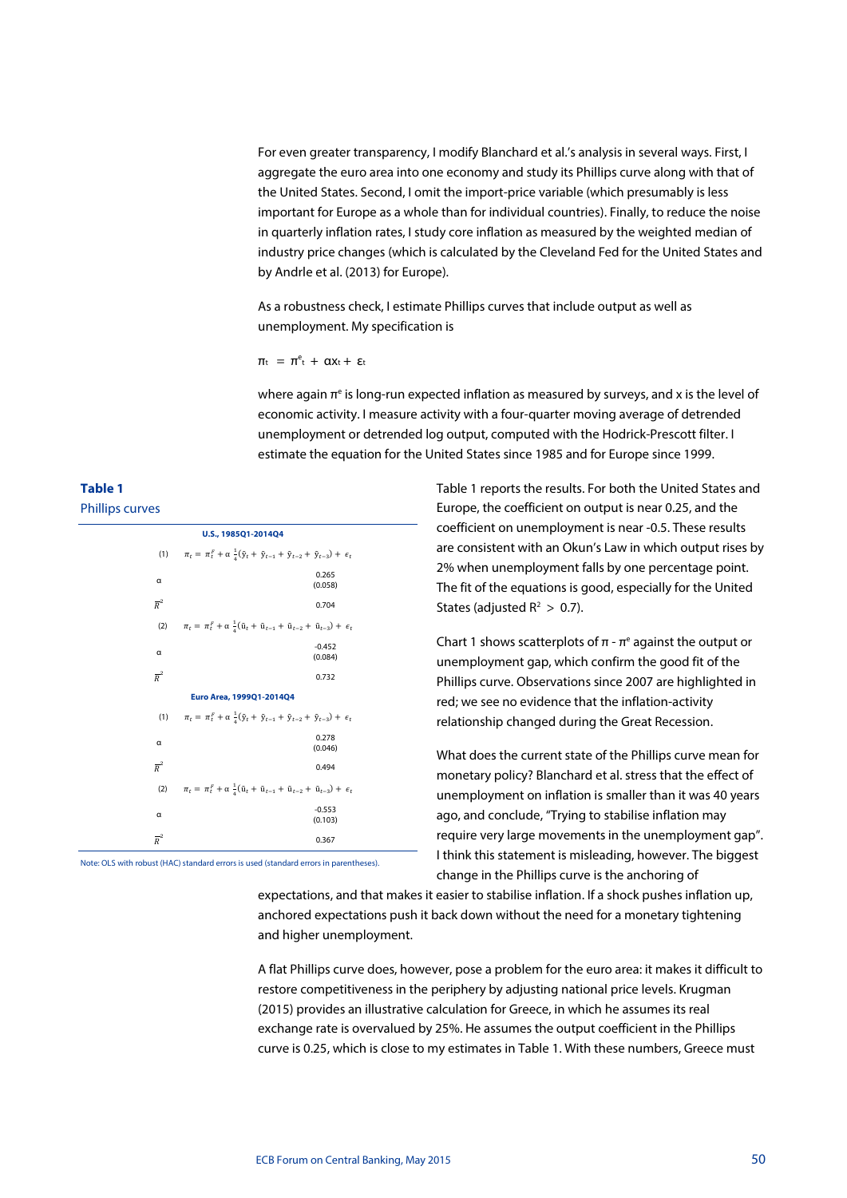For even greater transparency, I modify Blanchard et al.'s analysis in several ways. First, I aggregate the euro area into one economy and study its Phillips curve along with that of the United States. Second, I omit the import-price variable (which presumably is less important for Europe as a whole than for individual countries). Finally, to reduce the noise in quarterly inflation rates, I study core inflation as measured by the weighted median of industry price changes (which is calculated by the Cleveland Fed for the United States and by Andrle et al. (2013) for Europe).

As a robustness check, I estimate Phillips curves that include output as well as unemployment. My specification is

$$\pi_t = \pi^e_t + \alpha x_t + \varepsilon_t$$

where again $\pi^e$ is long-run expected inflation as measured by surveys, and x is the level of economic activity. I measure activity with a four-quarter moving average of detrended unemployment or detrended log output, computed with the Hodrick-Prescott filter. I estimate the equation for the United States since 1985 and for Europe since 1999.

**Table 1**

Phillips curves

| | |
|---|---|
| **U.S., 1985Q1-2014Q4** | |
| (1) | $\pi_t = \pi_t^e + \alpha\, \frac{1}{4}(\tilde{y}_t + \tilde{y}_{t-1} + \tilde{y}_{t-2} + \tilde{y}_{t-3}) + \epsilon_t$ |
| α | 0.265 (0.058) |
| $\bar{R}^2$ | 0.704 |
| (2) | $\pi_t = \pi_t^e + \alpha\, \frac{1}{4}(\tilde{u}_t + \tilde{u}_{t-1} + \tilde{u}_{t-2} + \tilde{u}_{t-3}) + \epsilon_t$ |
| α | -0.452 (0.084) |
| $\bar{R}^2$ | 0.732 |
| **Euro Area, 1999Q1-2014Q4** | |
| (1) | $\pi_t = \pi_t^e + \alpha\, \frac{1}{4}(\tilde{y}_t + \tilde{y}_{t-1} + \tilde{y}_{t-2} + \tilde{y}_{t-3}) + \epsilon_t$ |
| α | 0.278 (0.046) |
| $\bar{R}^2$ | 0.494 |
| (2) | $\pi_t = \pi_t^e + \alpha\, \frac{1}{4}(\tilde{u}_t + \tilde{u}_{t-1} + \tilde{u}_{t-2} + \tilde{u}_{t-3}) + \epsilon_t$ |
| α | -0.553 (0.103) |
| $\bar{R}^2$ | 0.367 |

Note: OLS with robust (HAC) standard errors is used (standard errors in parentheses).

Table 1 reports the results. For both the United States and Europe, the coefficient on output is near 0.25, and the coefficient on unemployment is near -0.5. These results are consistent with an Okun's Law in which output rises by 2% when unemployment falls by one percentage point. The fit of the equations is good, especially for the United States (adjusted $R^2 > 0.7$).

Chart 1 shows scatterplots of $\pi - \pi^e$ against the output or unemployment gap, which confirm the good fit of the Phillips curve. Observations since 2007 are highlighted in red; we see no evidence that the inflation-activity relationship changed during the Great Recession.

What does the current state of the Phillips curve mean for monetary policy? Blanchard et al. stress that the effect of unemployment on inflation is smaller than it was 40 years ago, and conclude, "Trying to stabilise inflation may require very large movements in the unemployment gap". I think this statement is misleading, however. The biggest change in the Phillips curve is the anchoring of expectations, and that makes it easier to stabilise inflation. If a shock pushes inflation up, anchored expectations push it back down without the need for a monetary tightening and higher unemployment.

A flat Phillips curve does, however, pose a problem for the euro area: it makes it difficult to restore competitiveness in the periphery by adjusting national price levels. Krugman (2015) provides an illustrative calculation for Greece, in which he assumes its real exchange rate is overvalued by 25%. He assumes the output coefficient in the Phillips curve is 0.25, which is close to my estimates in Table 1. With these numbers, Greece must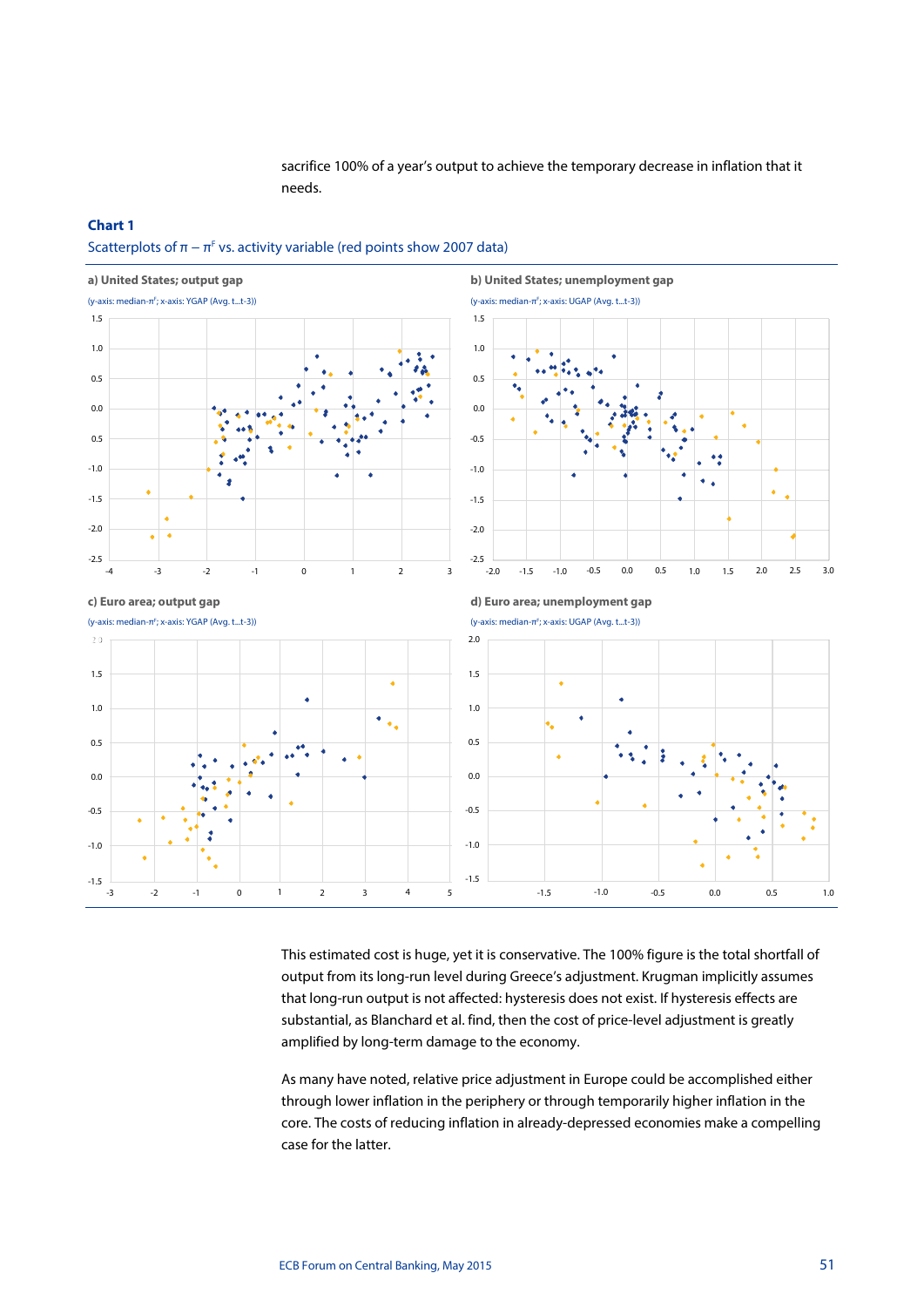sacrifice 100% of a year's output to achieve the temporary decrease in inflation that it needs.

**Chart 1**

Scatterplots of $\pi - \pi^{F}$ vs. activity variable (red points show 2007 data)

**a) United States; output gap**

(y-axis: median-$\pi^{F}$; x-axis: YGAP (Avg. t...t-3))

**b) United States; unemployment gap**

(y-axis: median-$\pi^{F}$; x-axis: UGAP (Avg. t...t-3))

**c) Euro area; output gap**

(y-axis: median-$\pi^{F}$; x-axis: YGAP (Avg. t...t-3))

**d) Euro area; unemployment gap**

(y-axis: median-$\pi^{F}$; x-axis: UGAP (Avg. t...t-3))

This estimated cost is huge, yet it is conservative. The 100% figure is the total shortfall of output from its long-run level during Greece's adjustment. Krugman implicitly assumes that long-run output is not affected: hysteresis does not exist. If hysteresis effects are substantial, as Blanchard et al. find, then the cost of price-level adjustment is greatly amplified by long-term damage to the economy.

As many have noted, relative price adjustment in Europe could be accomplished either through lower inflation in the periphery or through temporarily higher inflation in the core. The costs of reducing inflation in already-depressed economies make a compelling case for the latter.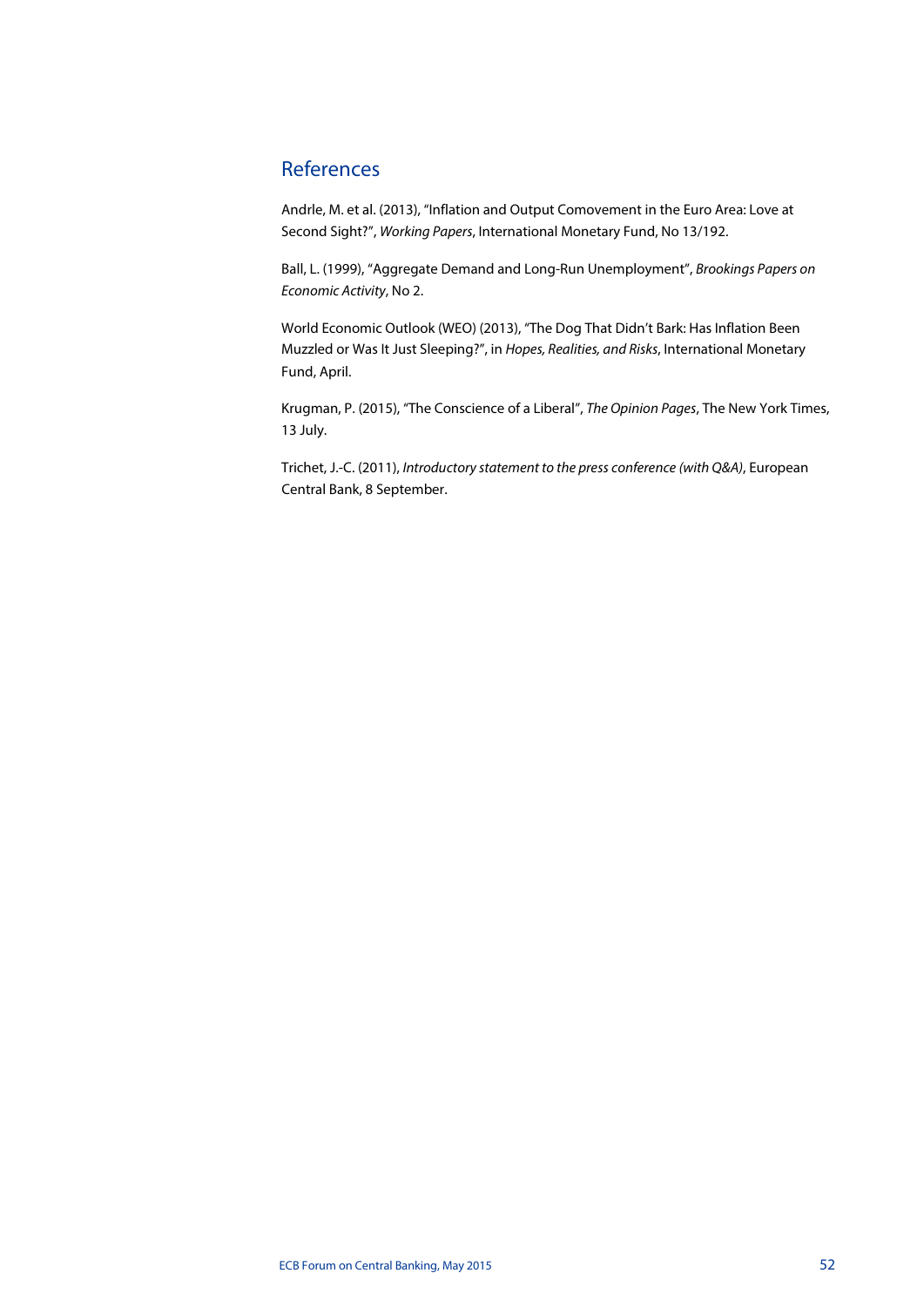## References

Andrle, M. et al. (2013), "Inflation and Output Comovement in the Euro Area: Love at Second Sight?", *Working Papers*, International Monetary Fund, No 13/192.

Ball, L. (1999), "Aggregate Demand and Long-Run Unemployment", *Brookings Papers on Economic Activity*, No 2.

World Economic Outlook (WEO) (2013), "The Dog That Didn't Bark: Has Inflation Been Muzzled or Was It Just Sleeping?", in *Hopes, Realities, and Risks*, International Monetary Fund, April.

Krugman, P. (2015), "The Conscience of a Liberal", *The Opinion Pages*, The New York Times, 13 July.

Trichet, J.-C. (2011), *Introductory statement to the press conference (with Q&A)*, European Central Bank, 8 September.